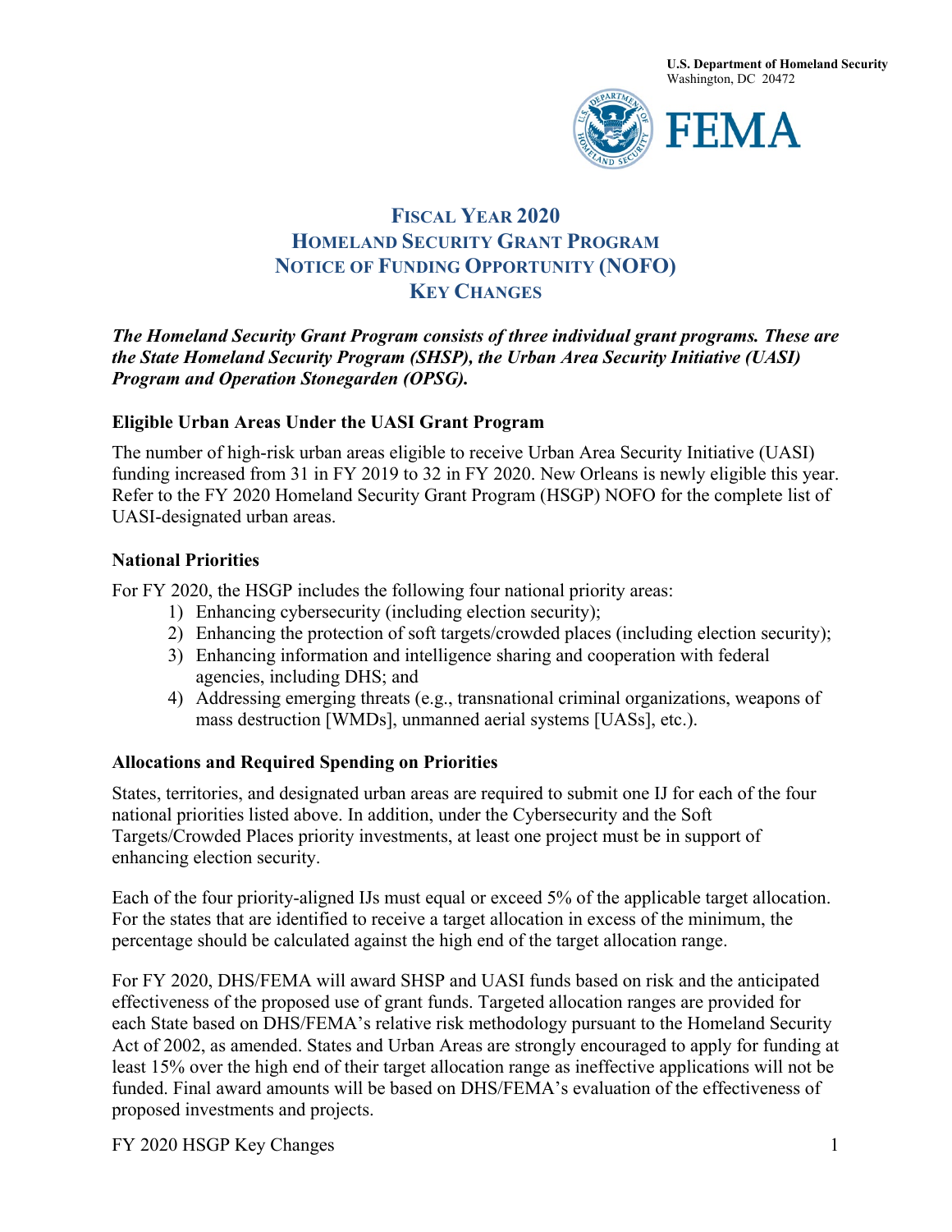U.S. Department of Homeland Security
Washington, DC 20472

# FISCAL YEAR 2020 HOMELAND SECURITY GRANT PROGRAM NOTICE OF FUNDING OPPORTUNITY (NOFO) KEY CHANGES

***The Homeland Security Grant Program consists of three individual grant programs. These are the State Homeland Security Program (SHSP), the Urban Area Security Initiative (UASI) Program and Operation Stonegarden (OPSG).***

## Eligible Urban Areas Under the UASI Grant Program

The number of high-risk urban areas eligible to receive Urban Area Security Initiative (UASI) funding increased from 31 in FY 2019 to 32 in FY 2020. New Orleans is newly eligible this year. Refer to the FY 2020 Homeland Security Grant Program (HSGP) NOFO for the complete list of UASI-designated urban areas.

## National Priorities

For FY 2020, the HSGP includes the following four national priority areas:

1) Enhancing cybersecurity (including election security);
2) Enhancing the protection of soft targets/crowded places (including election security);
3) Enhancing information and intelligence sharing and cooperation with federal agencies, including DHS; and
4) Addressing emerging threats (e.g., transnational criminal organizations, weapons of mass destruction [WMDs], unmanned aerial systems [UASs], etc.).

## Allocations and Required Spending on Priorities

States, territories, and designated urban areas are required to submit one IJ for each of the four national priorities listed above. In addition, under the Cybersecurity and the Soft Targets/Crowded Places priority investments, at least one project must be in support of enhancing election security.

Each of the four priority-aligned IJs must equal or exceed 5% of the applicable target allocation. For the states that are identified to receive a target allocation in excess of the minimum, the percentage should be calculated against the high end of the target allocation range.

For FY 2020, DHS/FEMA will award SHSP and UASI funds based on risk and the anticipated effectiveness of the proposed use of grant funds. Targeted allocation ranges are provided for each State based on DHS/FEMA's relative risk methodology pursuant to the Homeland Security Act of 2002, as amended. States and Urban Areas are strongly encouraged to apply for funding at least 15% over the high end of their target allocation range as ineffective applications will not be funded. Final award amounts will be based on DHS/FEMA's evaluation of the effectiveness of proposed investments and projects.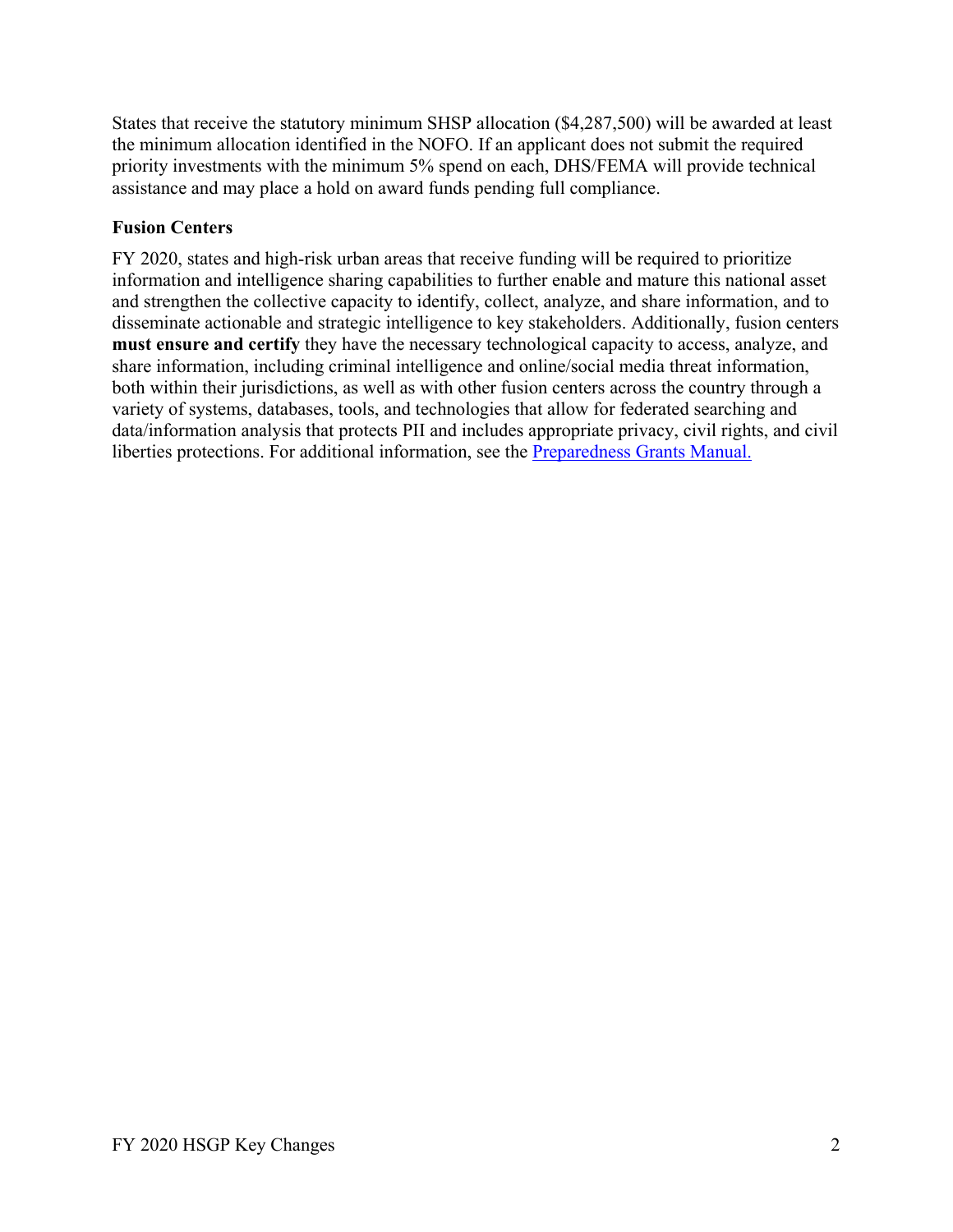States that receive the statutory minimum SHSP allocation ($4,287,500) will be awarded at least the minimum allocation identified in the NOFO. If an applicant does not submit the required priority investments with the minimum 5% spend on each, DHS/FEMA will provide technical assistance and may place a hold on award funds pending full compliance.

### Fusion Centers

FY 2020, states and high-risk urban areas that receive funding will be required to prioritize information and intelligence sharing capabilities to further enable and mature this national asset and strengthen the collective capacity to identify, collect, analyze, and share information, and to disseminate actionable and strategic intelligence to key stakeholders. Additionally, fusion centers **must ensure and certify** they have the necessary technological capacity to access, analyze, and share information, including criminal intelligence and online/social media threat information, both within their jurisdictions, as well as with other fusion centers across the country through a variety of systems, databases, tools, and technologies that allow for federated searching and data/information analysis that protects PII and includes appropriate privacy, civil rights, and civil liberties protections. For additional information, see the Preparedness Grants Manual.